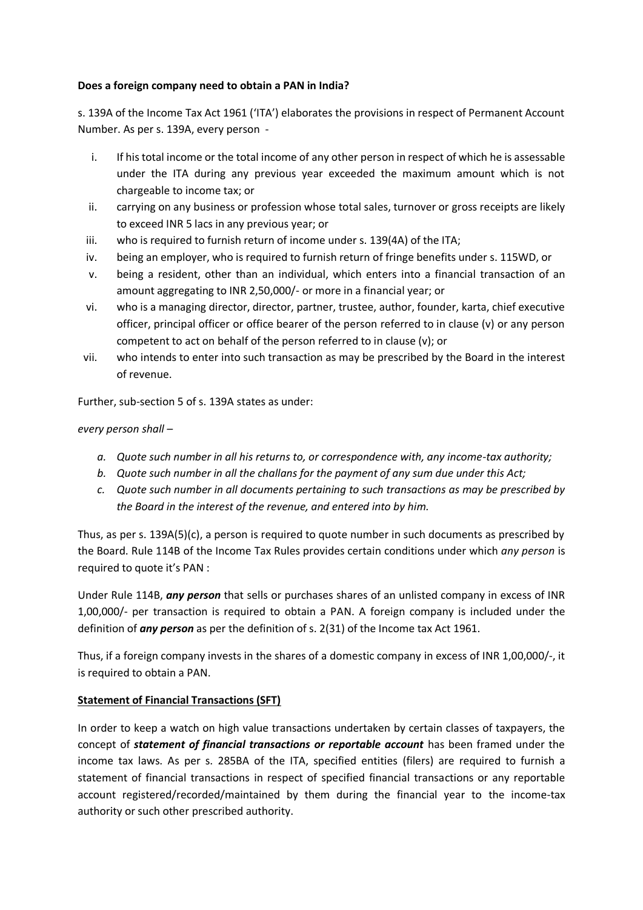**Does a foreign company need to obtain a PAN in India?**

s. 139A of the Income Tax Act 1961 ('ITA') elaborates the provisions in respect of Permanent Account Number. As per s. 139A, every person -

i. If his total income or the total income of any other person in respect of which he is assessable under the ITA during any previous year exceeded the maximum amount which is not chargeable to income tax; or
ii. carrying on any business or profession whose total sales, turnover or gross receipts are likely to exceed INR 5 lacs in any previous year; or
iii. who is required to furnish return of income under s. 139(4A) of the ITA;
iv. being an employer, who is required to furnish return of fringe benefits under s. 115WD, or
v. being a resident, other than an individual, which enters into a financial transaction of an amount aggregating to INR 2,50,000/- or more in a financial year; or
vi. who is a managing director, director, partner, trustee, author, founder, karta, chief executive officer, principal officer or office bearer of the person referred to in clause (v) or any person competent to act on behalf of the person referred to in clause (v); or
vii. who intends to enter into such transaction as may be prescribed by the Board in the interest of revenue.

Further, sub-section 5 of s. 139A states as under:

*every person shall –*

*a. Quote such number in all his returns to, or correspondence with, any income-tax authority;*
*b. Quote such number in all the challans for the payment of any sum due under this Act;*
*c. Quote such number in all documents pertaining to such transactions as may be prescribed by the Board in the interest of the revenue, and entered into by him.*

Thus, as per s. 139A(5)(c), a person is required to quote number in such documents as prescribed by the Board. Rule 114B of the Income Tax Rules provides certain conditions under which *any person* is required to quote it's PAN :

Under Rule 114B, ***any person*** that sells or purchases shares of an unlisted company in excess of INR 1,00,000/- per transaction is required to obtain a PAN. A foreign company is included under the definition of ***any person*** as per the definition of s. 2(31) of the Income tax Act 1961.

Thus, if a foreign company invests in the shares of a domestic company in excess of INR 1,00,000/-, it is required to obtain a PAN.

**Statement of Financial Transactions (SFT)**

In order to keep a watch on high value transactions undertaken by certain classes of taxpayers, the concept of ***statement of financial transactions or reportable account*** has been framed under the income tax laws. As per s. 285BA of the ITA, specified entities (filers) are required to furnish a statement of financial transactions in respect of specified financial transactions or any reportable account registered/recorded/maintained by them during the financial year to the income-tax authority or such other prescribed authority.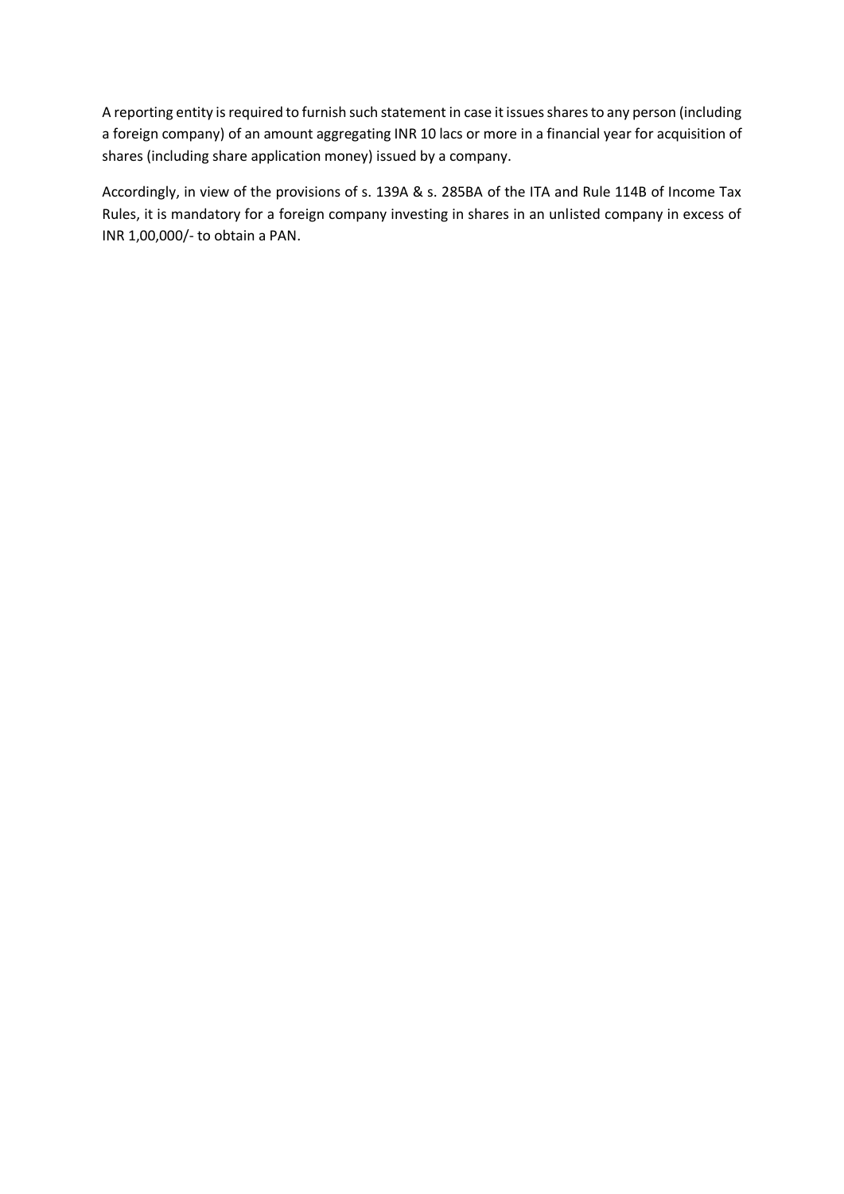A reporting entity is required to furnish such statement in case it issues shares to any person (including a foreign company) of an amount aggregating INR 10 lacs or more in a financial year for acquisition of shares (including share application money) issued by a company.

Accordingly, in view of the provisions of s. 139A & s. 285BA of the ITA and Rule 114B of Income Tax Rules, it is mandatory for a foreign company investing in shares in an unlisted company in excess of INR 1,00,000/- to obtain a PAN.